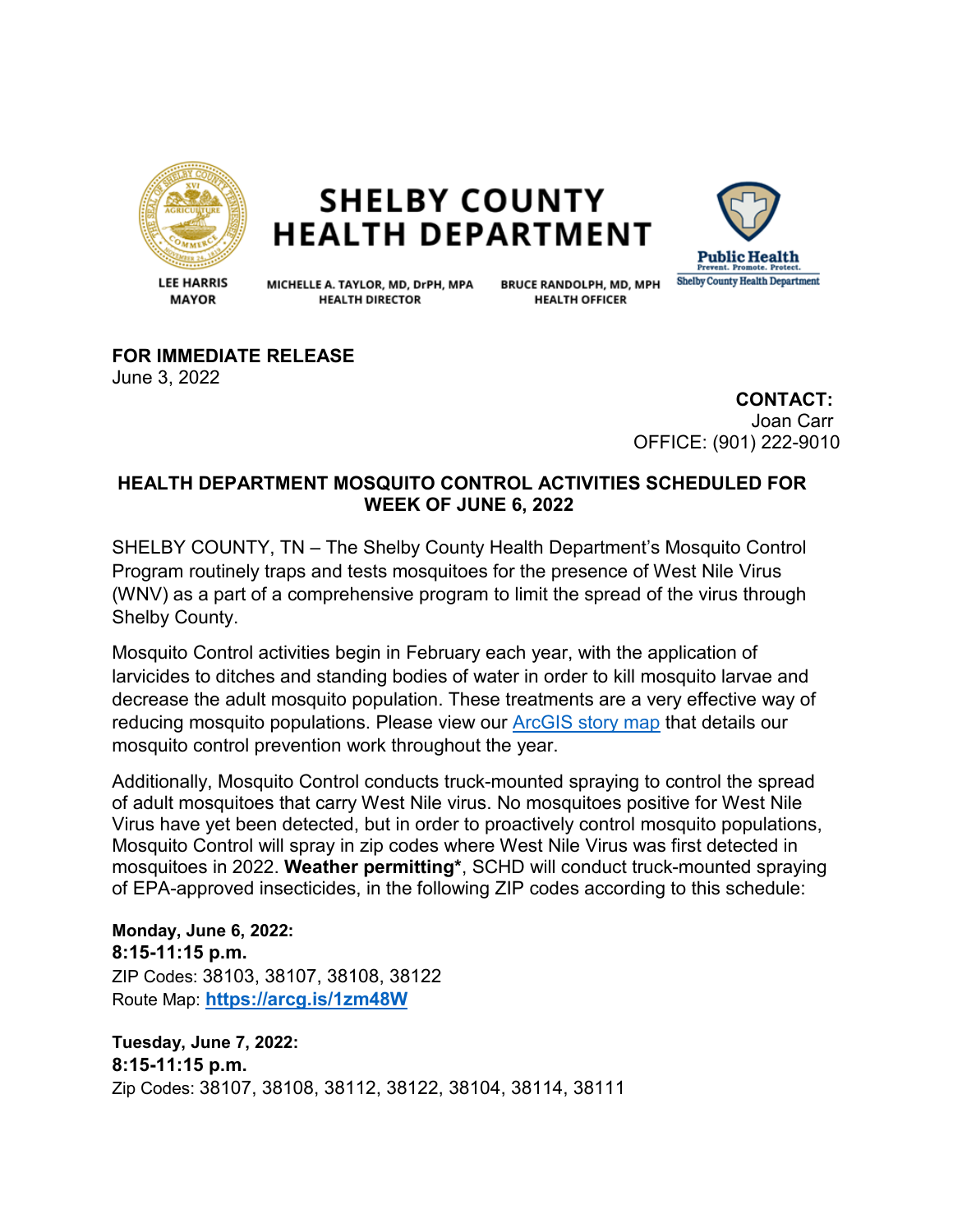# SHELBY COUNTY HEALTH DEPARTMENT

**LEE HARRIS**
**MAYOR**

**MICHELLE A. TAYLOR, MD, DrPH, MPA**
**HEALTH DIRECTOR**

**BRUCE RANDOLPH, MD, MPH**
**HEALTH OFFICER**

Public Health
Prevent. Promote. Protect.
Shelby County Health Department

**FOR IMMEDIATE RELEASE**
June 3, 2022

**CONTACT:**
Joan Carr
OFFICE: (901) 222-9010

## HEALTH DEPARTMENT MOSQUITO CONTROL ACTIVITIES SCHEDULED FOR WEEK OF JUNE 6, 2022

SHELBY COUNTY, TN – The Shelby County Health Department's Mosquito Control Program routinely traps and tests mosquitoes for the presence of West Nile Virus (WNV) as a part of a comprehensive program to limit the spread of the virus through Shelby County.

Mosquito Control activities begin in February each year, with the application of larvicides to ditches and standing bodies of water in order to kill mosquito larvae and decrease the adult mosquito population. These treatments are a very effective way of reducing mosquito populations. Please view our ArcGIS story map that details our mosquito control prevention work throughout the year.

Additionally, Mosquito Control conducts truck-mounted spraying to control the spread of adult mosquitoes that carry West Nile virus. No mosquitoes positive for West Nile Virus have yet been detected, but in order to proactively control mosquito populations, Mosquito Control will spray in zip codes where West Nile Virus was first detected in mosquitoes in 2022. **Weather permitting***, SCHD will conduct truck-mounted spraying of EPA-approved insecticides, in the following ZIP codes according to this schedule:

**Monday, June 6, 2022:**
**8:15-11:15 p.m.**
ZIP Codes: 38103, 38107, 38108, 38122
Route Map: **https://arcg.is/1zm48W**

**Tuesday, June 7, 2022:**
**8:15-11:15 p.m.**
Zip Codes: 38107, 38108, 38112, 38122, 38104, 38114, 38111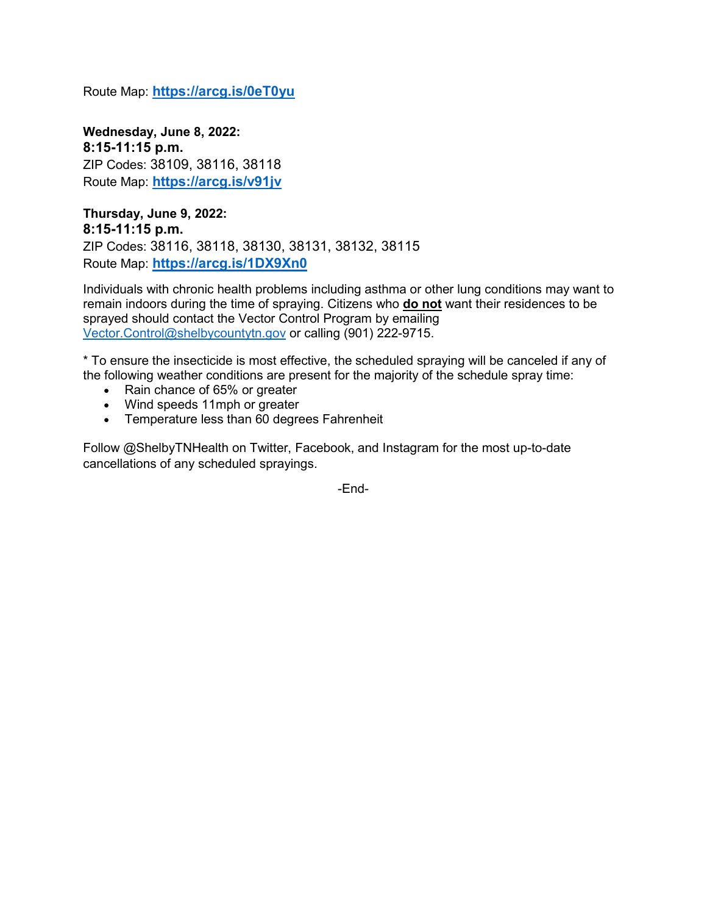Route Map: **https://arcg.is/0eT0yu**

**Wednesday, June 8, 2022:**
**8:15-11:15 p.m.**
ZIP Codes: 38109, 38116, 38118
Route Map: **https://arcg.is/v91jv**

**Thursday, June 9, 2022:**
**8:15-11:15 p.m.**
ZIP Codes: 38116, 38118, 38130, 38131, 38132, 38115
Route Map: **https://arcg.is/1DX9Xn0**

Individuals with chronic health problems including asthma or other lung conditions may want to remain indoors during the time of spraying. Citizens who **do not** want their residences to be sprayed should contact the Vector Control Program by emailing Vector.Control@shelbycountytn.gov or calling (901) 222-9715.

* To ensure the insecticide is most effective, the scheduled spraying will be canceled if any of the following weather conditions are present for the majority of the schedule spray time:

- Rain chance of 65% or greater
- Wind speeds 11mph or greater
- Temperature less than 60 degrees Fahrenheit

Follow @ShelbyTNHealth on Twitter, Facebook, and Instagram for the most up-to-date cancellations of any scheduled sprayings.

-End-